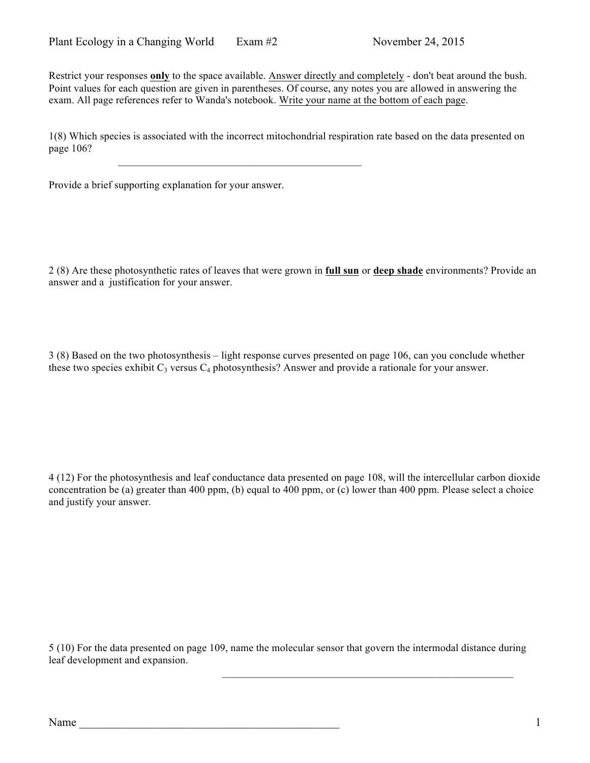Plant Ecology in a Changing World        Exam #2                        November 24, 2015

Restrict your responses **only** to the space available. Answer directly and completely - don't beat around the bush. Point values for each question are given in parentheses. Of course, any notes you are allowed in answering the exam. All page references refer to Wanda's notebook. Write your name at the bottom of each page.

1(8) Which species is associated with the incorrect mitochondrial respiration rate based on the data presented on page 106?

_______________________________________________

Provide a brief supporting explanation for your answer.

2 (8) Are these photosynthetic rates of leaves that were grown in **full sun** or **deep shade** environments? Provide an answer and a justification for your answer.

3 (8) Based on the two photosynthesis – light response curves presented on page 106, can you conclude whether these two species exhibit $C_3$ versus $C_4$ photosynthesis? Answer and provide a rationale for your answer.

4 (12) For the photosynthesis and leaf conductance data presented on page 108, will the intercellular carbon dioxide concentration be (a) greater than 400 ppm, (b) equal to 400 ppm, or (c) lower than 400 ppm. Please select a choice and justify your answer.

5 (10) For the data presented on page 109, name the molecular sensor that govern the intermodal distance during leaf development and expansion.

_______________________________________________________

Name _______________________________________________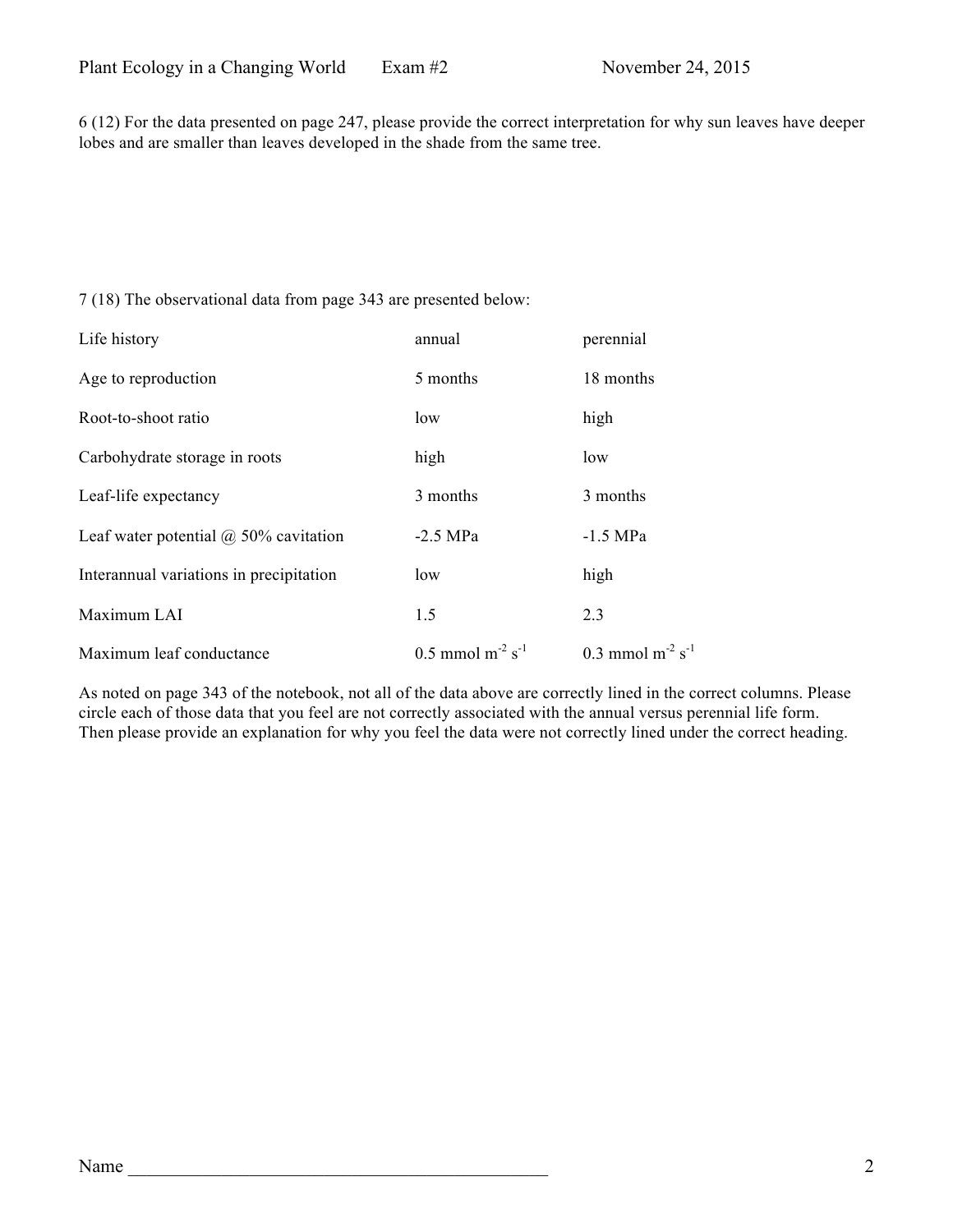6 (12) For the data presented on page 247, please provide the correct interpretation for why sun leaves have deeper lobes and are smaller than leaves developed in the shade from the same tree.

7 (18) The observational data from page 343 are presented below:

| Life history | annual | perennial |
|---|---|---|
| Age to reproduction | 5 months | 18 months |
| Root-to-shoot ratio | low | high |
| Carbohydrate storage in roots | high | low |
| Leaf-life expectancy | 3 months | 3 months |
| Leaf water potential @ 50% cavitation | -2.5 MPa | -1.5 MPa |
| Interannual variations in precipitation | low | high |
| Maximum LAI | 1.5 | 2.3 |
| Maximum leaf conductance | 0.5 mmol $m^{-2}$ $s^{-1}$ | 0.3 mmol $m^{-2}$ $s^{-1}$ |

As noted on page 343 of the notebook, not all of the data above are correctly lined in the correct columns. Please circle each of those data that you feel are not correctly associated with the annual versus perennial life form. Then please provide an explanation for why you feel the data were not correctly lined under the correct heading.

Name _______________________________________________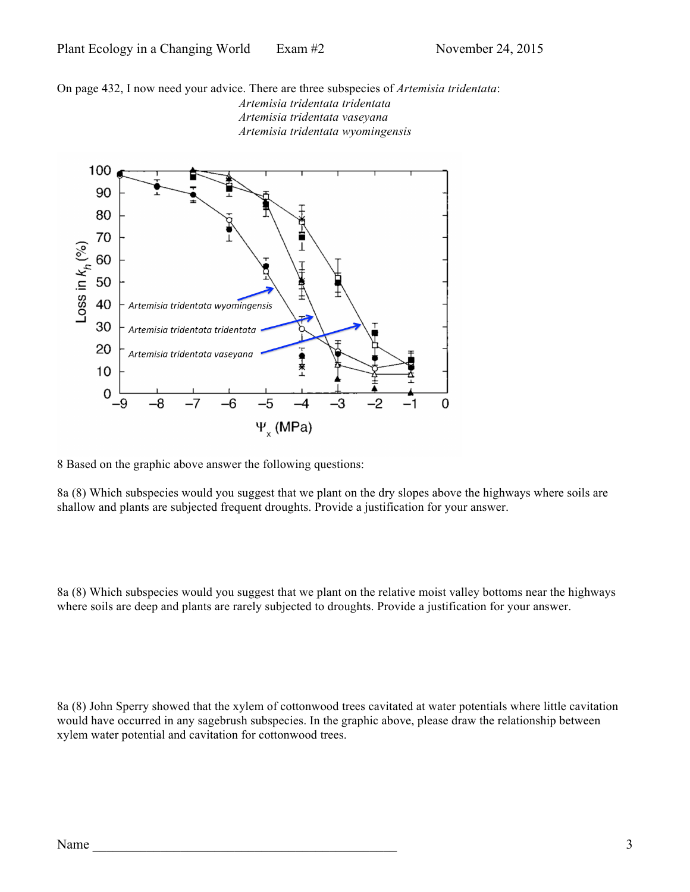On page 432, I now need your advice. There are three subspecies of *Artemisia tridentata*:

*Artemisia tridentata tridentata*
*Artemisia tridentata vaseyana*
*Artemisia tridentata wyomingensis*

100
90
80
70
60
50
40
30
20
10
0
Loss in $k_h$ (%)
−9 −8 −7 −6 −5 −4 −3 −2 −1 0
$\Psi_x$ (MPa)
*Artemisia tridentata wyomingensis*
*Artemisia tridentata tridentata*
*Artemisia tridentata vaseyana*

8 Based on the graphic above answer the following questions:

8a (8) Which subspecies would you suggest that we plant on the dry slopes above the highways where soils are shallow and plants are subjected frequent droughts. Provide a justification for your answer.

8a (8) Which subspecies would you suggest that we plant on the relative moist valley bottoms near the highways where soils are deep and plants are rarely subjected to droughts. Provide a justification for your answer.

8a (8) John Sperry showed that the xylem of cottonwood trees cavitated at water potentials where little cavitation would have occurred in any sagebrush subspecies. In the graphic above, please draw the relationship between xylem water potential and cavitation for cottonwood trees.

Name ______________________________________________